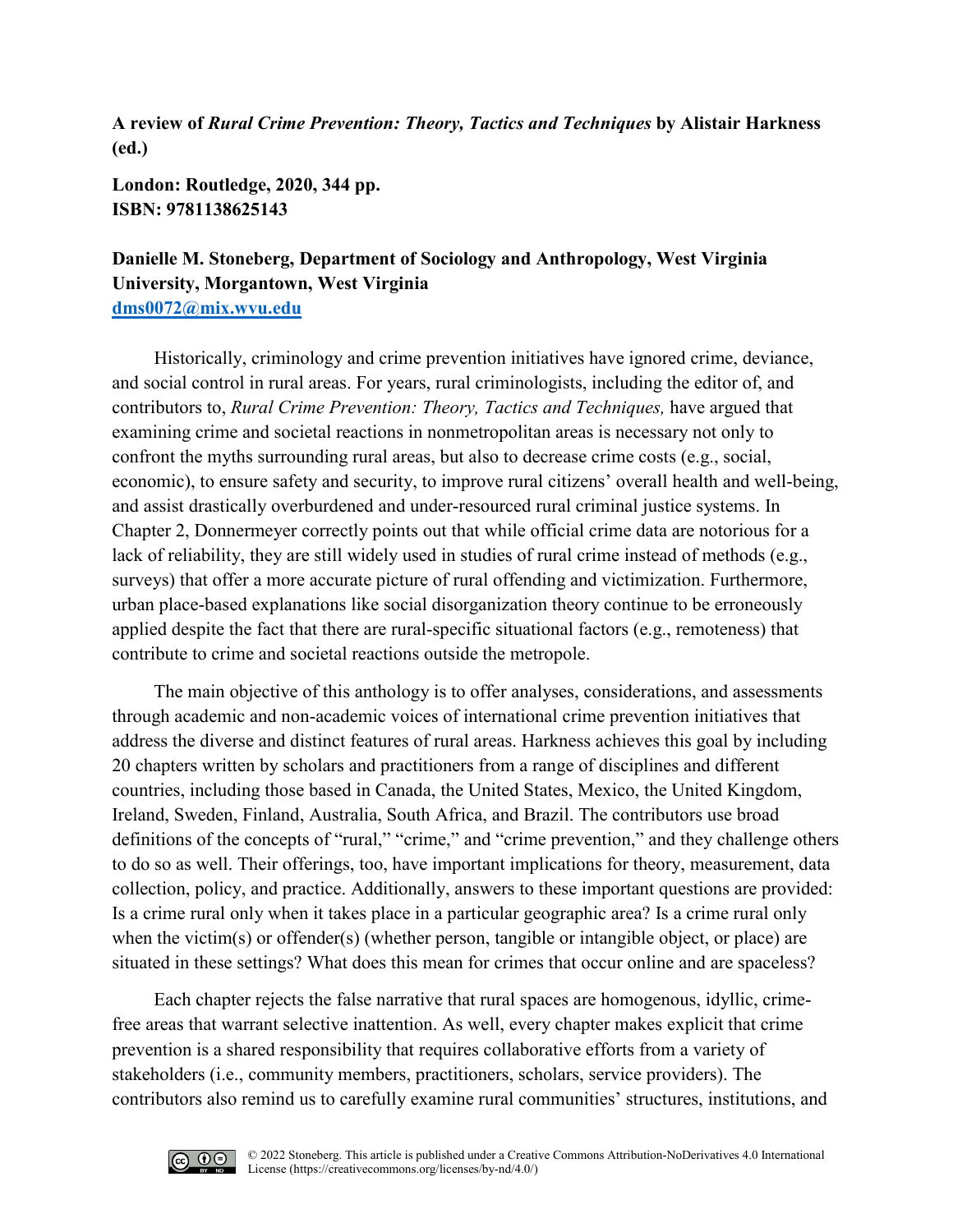**A review of *Rural Crime Prevention: Theory, Tactics and Techniques* by Alistair Harkness (ed.)**

**London: Routledge, 2020, 344 pp.**
**ISBN: 9781138625143**

**Danielle M. Stoneberg, Department of Sociology and Anthropology, West Virginia University, Morgantown, West Virginia**
**dms0072@mix.wvu.edu**

Historically, criminology and crime prevention initiatives have ignored crime, deviance, and social control in rural areas. For years, rural criminologists, including the editor of, and contributors to, *Rural Crime Prevention: Theory, Tactics and Techniques,* have argued that examining crime and societal reactions in nonmetropolitan areas is necessary not only to confront the myths surrounding rural areas, but also to decrease crime costs (e.g., social, economic), to ensure safety and security, to improve rural citizens' overall health and well-being, and assist drastically overburdened and under-resourced rural criminal justice systems. In Chapter 2, Donnermeyer correctly points out that while official crime data are notorious for a lack of reliability, they are still widely used in studies of rural crime instead of methods (e.g., surveys) that offer a more accurate picture of rural offending and victimization. Furthermore, urban place-based explanations like social disorganization theory continue to be erroneously applied despite the fact that there are rural-specific situational factors (e.g., remoteness) that contribute to crime and societal reactions outside the metropole.

The main objective of this anthology is to offer analyses, considerations, and assessments through academic and non-academic voices of international crime prevention initiatives that address the diverse and distinct features of rural areas. Harkness achieves this goal by including 20 chapters written by scholars and practitioners from a range of disciplines and different countries, including those based in Canada, the United States, Mexico, the United Kingdom, Ireland, Sweden, Finland, Australia, South Africa, and Brazil. The contributors use broad definitions of the concepts of "rural," "crime," and "crime prevention," and they challenge others to do so as well. Their offerings, too, have important implications for theory, measurement, data collection, policy, and practice. Additionally, answers to these important questions are provided: Is a crime rural only when it takes place in a particular geographic area? Is a crime rural only when the victim(s) or offender(s) (whether person, tangible or intangible object, or place) are situated in these settings? What does this mean for crimes that occur online and are spaceless?

Each chapter rejects the false narrative that rural spaces are homogenous, idyllic, crime-free areas that warrant selective inattention. As well, every chapter makes explicit that crime prevention is a shared responsibility that requires collaborative efforts from a variety of stakeholders (i.e., community members, practitioners, scholars, service providers). The contributors also remind us to carefully examine rural communities' structures, institutions, and

© 2022 Stoneberg. This article is published under a Creative Commons Attribution-NoDerivatives 4.0 International License (https://creativecommons.org/licenses/by-nd/4.0/)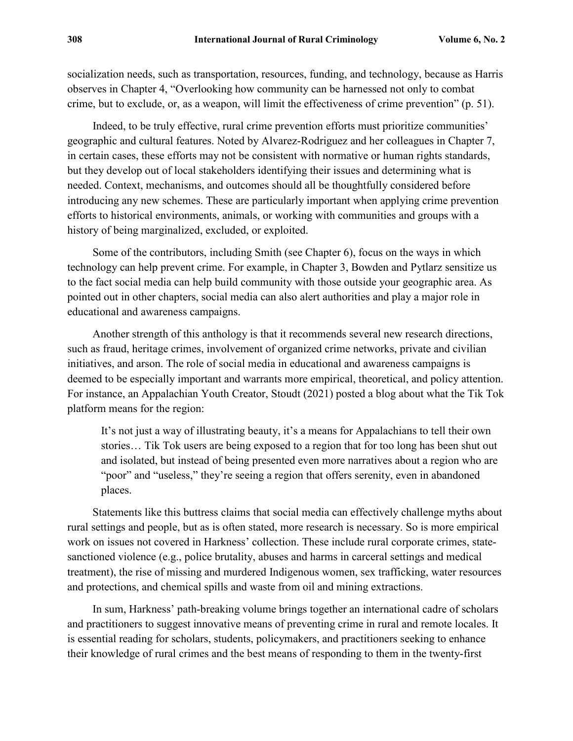socialization needs, such as transportation, resources, funding, and technology, because as Harris observes in Chapter 4, "Overlooking how community can be harnessed not only to combat crime, but to exclude, or, as a weapon, will limit the effectiveness of crime prevention" (p. 51).

Indeed, to be truly effective, rural crime prevention efforts must prioritize communities' geographic and cultural features. Noted by Alvarez-Rodriguez and her colleagues in Chapter 7, in certain cases, these efforts may not be consistent with normative or human rights standards, but they develop out of local stakeholders identifying their issues and determining what is needed. Context, mechanisms, and outcomes should all be thoughtfully considered before introducing any new schemes. These are particularly important when applying crime prevention efforts to historical environments, animals, or working with communities and groups with a history of being marginalized, excluded, or exploited.

Some of the contributors, including Smith (see Chapter 6), focus on the ways in which technology can help prevent crime. For example, in Chapter 3, Bowden and Pytlarz sensitize us to the fact social media can help build community with those outside your geographic area. As pointed out in other chapters, social media can also alert authorities and play a major role in educational and awareness campaigns.

Another strength of this anthology is that it recommends several new research directions, such as fraud, heritage crimes, involvement of organized crime networks, private and civilian initiatives, and arson. The role of social media in educational and awareness campaigns is deemed to be especially important and warrants more empirical, theoretical, and policy attention. For instance, an Appalachian Youth Creator, Stoudt (2021) posted a blog about what the Tik Tok platform means for the region:

> It's not just a way of illustrating beauty, it's a means for Appalachians to tell their own stories… Tik Tok users are being exposed to a region that for too long has been shut out and isolated, but instead of being presented even more narratives about a region who are "poor" and "useless," they're seeing a region that offers serenity, even in abandoned places.

Statements like this buttress claims that social media can effectively challenge myths about rural settings and people, but as is often stated, more research is necessary. So is more empirical work on issues not covered in Harkness' collection. These include rural corporate crimes, state-sanctioned violence (e.g., police brutality, abuses and harms in carceral settings and medical treatment), the rise of missing and murdered Indigenous women, sex trafficking, water resources and protections, and chemical spills and waste from oil and mining extractions.

In sum, Harkness' path-breaking volume brings together an international cadre of scholars and practitioners to suggest innovative means of preventing crime in rural and remote locales. It is essential reading for scholars, students, policymakers, and practitioners seeking to enhance their knowledge of rural crimes and the best means of responding to them in the twenty-first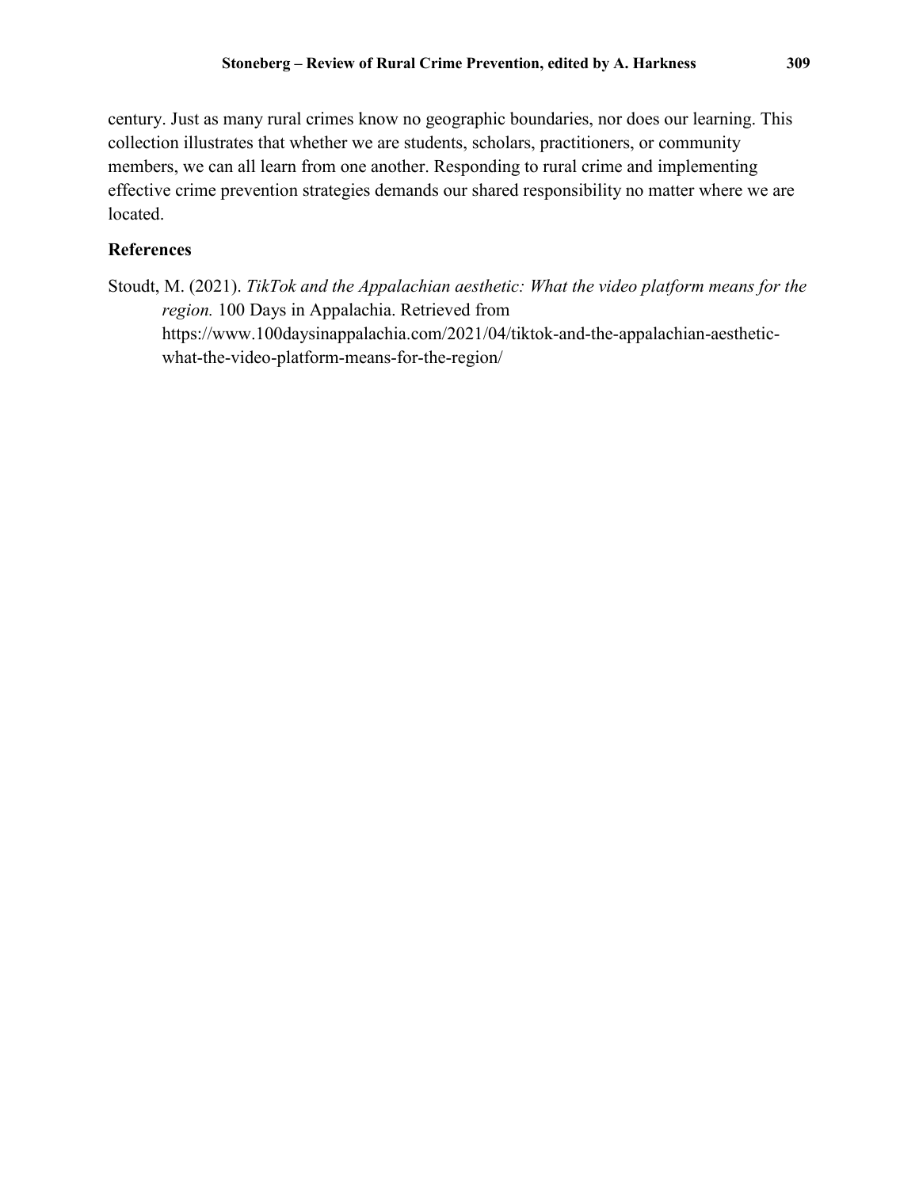century. Just as many rural crimes know no geographic boundaries, nor does our learning. This collection illustrates that whether we are students, scholars, practitioners, or community members, we can all learn from one another. Responding to rural crime and implementing effective crime prevention strategies demands our shared responsibility no matter where we are located.

## References

Stoudt, M. (2021). *TikTok and the Appalachian aesthetic: What the video platform means for the region.* 100 Days in Appalachia. Retrieved from https://www.100daysinappalachia.com/2021/04/tiktok-and-the-appalachian-aesthetic-what-the-video-platform-means-for-the-region/